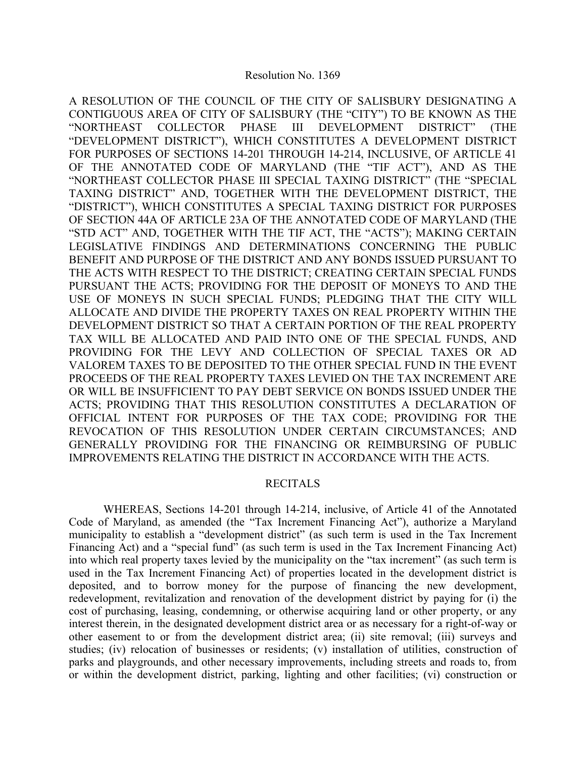Resolution No. 1369

A RESOLUTION OF THE COUNCIL OF THE CITY OF SALISBURY DESIGNATING A CONTIGUOUS AREA OF CITY OF SALISBURY (THE "CITY") TO BE KNOWN AS THE "NORTHEAST COLLECTOR PHASE III DEVELOPMENT DISTRICT" (THE "DEVELOPMENT DISTRICT"), WHICH CONSTITUTES A DEVELOPMENT DISTRICT FOR PURPOSES OF SECTIONS 14-201 THROUGH 14-214, INCLUSIVE, OF ARTICLE 41 OF THE ANNOTATED CODE OF MARYLAND (THE "TIF ACT"), AND AS THE "NORTHEAST COLLECTOR PHASE III SPECIAL TAXING DISTRICT" (THE "SPECIAL TAXING DISTRICT" AND, TOGETHER WITH THE DEVELOPMENT DISTRICT, THE "DISTRICT"), WHICH CONSTITUTES A SPECIAL TAXING DISTRICT FOR PURPOSES OF SECTION 44A OF ARTICLE 23A OF THE ANNOTATED CODE OF MARYLAND (THE "STD ACT" AND, TOGETHER WITH THE TIF ACT, THE "ACTS"); MAKING CERTAIN LEGISLATIVE FINDINGS AND DETERMINATIONS CONCERNING THE PUBLIC BENEFIT AND PURPOSE OF THE DISTRICT AND ANY BONDS ISSUED PURSUANT TO THE ACTS WITH RESPECT TO THE DISTRICT; CREATING CERTAIN SPECIAL FUNDS PURSUANT THE ACTS; PROVIDING FOR THE DEPOSIT OF MONEYS TO AND THE USE OF MONEYS IN SUCH SPECIAL FUNDS; PLEDGING THAT THE CITY WILL ALLOCATE AND DIVIDE THE PROPERTY TAXES ON REAL PROPERTY WITHIN THE DEVELOPMENT DISTRICT SO THAT A CERTAIN PORTION OF THE REAL PROPERTY TAX WILL BE ALLOCATED AND PAID INTO ONE OF THE SPECIAL FUNDS, AND PROVIDING FOR THE LEVY AND COLLECTION OF SPECIAL TAXES OR AD VALOREM TAXES TO BE DEPOSITED TO THE OTHER SPECIAL FUND IN THE EVENT PROCEEDS OF THE REAL PROPERTY TAXES LEVIED ON THE TAX INCREMENT ARE OR WILL BE INSUFFICIENT TO PAY DEBT SERVICE ON BONDS ISSUED UNDER THE ACTS; PROVIDING THAT THIS RESOLUTION CONSTITUTES A DECLARATION OF OFFICIAL INTENT FOR PURPOSES OF THE TAX CODE; PROVIDING FOR THE REVOCATION OF THIS RESOLUTION UNDER CERTAIN CIRCUMSTANCES; AND GENERALLY PROVIDING FOR THE FINANCING OR REIMBURSING OF PUBLIC IMPROVEMENTS RELATING THE DISTRICT IN ACCORDANCE WITH THE ACTS.

## RECITALS

WHEREAS, Sections 14-201 through 14-214, inclusive, of Article 41 of the Annotated Code of Maryland, as amended (the "Tax Increment Financing Act"), authorize a Maryland municipality to establish a "development district" (as such term is used in the Tax Increment Financing Act) and a "special fund" (as such term is used in the Tax Increment Financing Act) into which real property taxes levied by the municipality on the "tax increment" (as such term is used in the Tax Increment Financing Act) of properties located in the development district is deposited, and to borrow money for the purpose of financing the new development, redevelopment, revitalization and renovation of the development district by paying for (i) the cost of purchasing, leasing, condemning, or otherwise acquiring land or other property, or any interest therein, in the designated development district area or as necessary for a right-of-way or other easement to or from the development district area; (ii) site removal; (iii) surveys and studies; (iv) relocation of businesses or residents; (v) installation of utilities, construction of parks and playgrounds, and other necessary improvements, including streets and roads to, from or within the development district, parking, lighting and other facilities; (vi) construction or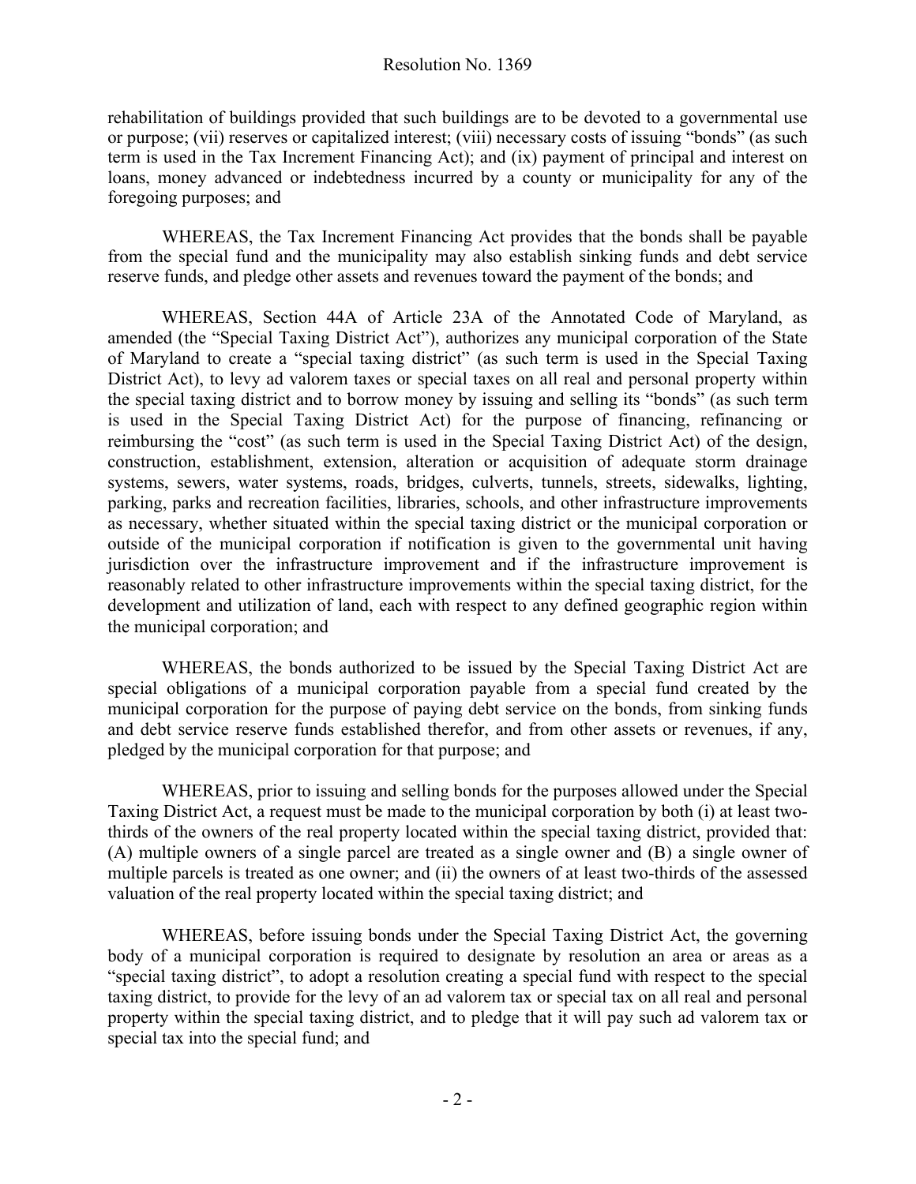rehabilitation of buildings provided that such buildings are to be devoted to a governmental use or purpose; (vii) reserves or capitalized interest; (viii) necessary costs of issuing "bonds" (as such term is used in the Tax Increment Financing Act); and (ix) payment of principal and interest on loans, money advanced or indebtedness incurred by a county or municipality for any of the foregoing purposes; and

WHEREAS, the Tax Increment Financing Act provides that the bonds shall be payable from the special fund and the municipality may also establish sinking funds and debt service reserve funds, and pledge other assets and revenues toward the payment of the bonds; and

WHEREAS, Section 44A of Article 23A of the Annotated Code of Maryland, as amended (the "Special Taxing District Act"), authorizes any municipal corporation of the State of Maryland to create a "special taxing district" (as such term is used in the Special Taxing District Act), to levy ad valorem taxes or special taxes on all real and personal property within the special taxing district and to borrow money by issuing and selling its "bonds" (as such term is used in the Special Taxing District Act) for the purpose of financing, refinancing or reimbursing the "cost" (as such term is used in the Special Taxing District Act) of the design, construction, establishment, extension, alteration or acquisition of adequate storm drainage systems, sewers, water systems, roads, bridges, culverts, tunnels, streets, sidewalks, lighting, parking, parks and recreation facilities, libraries, schools, and other infrastructure improvements as necessary, whether situated within the special taxing district or the municipal corporation or outside of the municipal corporation if notification is given to the governmental unit having jurisdiction over the infrastructure improvement and if the infrastructure improvement is reasonably related to other infrastructure improvements within the special taxing district, for the development and utilization of land, each with respect to any defined geographic region within the municipal corporation; and

WHEREAS, the bonds authorized to be issued by the Special Taxing District Act are special obligations of a municipal corporation payable from a special fund created by the municipal corporation for the purpose of paying debt service on the bonds, from sinking funds and debt service reserve funds established therefor, and from other assets or revenues, if any, pledged by the municipal corporation for that purpose; and

WHEREAS, prior to issuing and selling bonds for the purposes allowed under the Special Taxing District Act, a request must be made to the municipal corporation by both (i) at least two-thirds of the owners of the real property located within the special taxing district, provided that: (A) multiple owners of a single parcel are treated as a single owner and (B) a single owner of multiple parcels is treated as one owner; and (ii) the owners of at least two-thirds of the assessed valuation of the real property located within the special taxing district; and

WHEREAS, before issuing bonds under the Special Taxing District Act, the governing body of a municipal corporation is required to designate by resolution an area or areas as a "special taxing district", to adopt a resolution creating a special fund with respect to the special taxing district, to provide for the levy of an ad valorem tax or special tax on all real and personal property within the special taxing district, and to pledge that it will pay such ad valorem tax or special tax into the special fund; and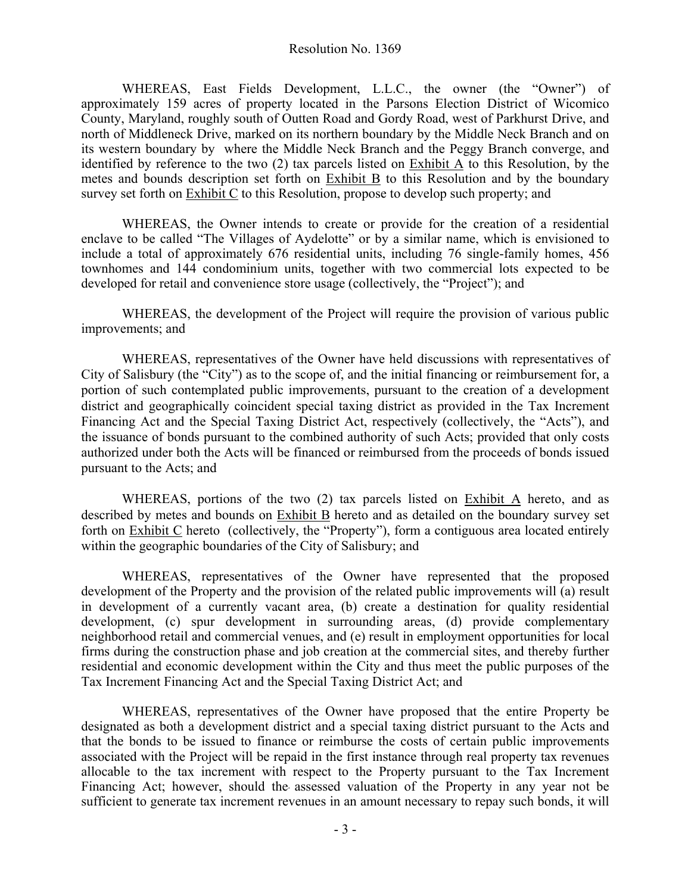Resolution No. 1369

WHEREAS, East Fields Development, L.L.C., the owner (the "Owner") of approximately 159 acres of property located in the Parsons Election District of Wicomico County, Maryland, roughly south of Outten Road and Gordy Road, west of Parkhurst Drive, and north of Middleneck Drive, marked on its northern boundary by the Middle Neck Branch and on its western boundary by where the Middle Neck Branch and the Peggy Branch converge, and identified by reference to the two (2) tax parcels listed on Exhibit A to this Resolution, by the metes and bounds description set forth on Exhibit B to this Resolution and by the boundary survey set forth on Exhibit C to this Resolution, propose to develop such property; and

WHEREAS, the Owner intends to create or provide for the creation of a residential enclave to be called "The Villages of Aydelotte" or by a similar name, which is envisioned to include a total of approximately 676 residential units, including 76 single-family homes, 456 townhomes and 144 condominium units, together with two commercial lots expected to be developed for retail and convenience store usage (collectively, the "Project"); and

WHEREAS, the development of the Project will require the provision of various public improvements; and

WHEREAS, representatives of the Owner have held discussions with representatives of City of Salisbury (the "City") as to the scope of, and the initial financing or reimbursement for, a portion of such contemplated public improvements, pursuant to the creation of a development district and geographically coincident special taxing district as provided in the Tax Increment Financing Act and the Special Taxing District Act, respectively (collectively, the "Acts"), and the issuance of bonds pursuant to the combined authority of such Acts; provided that only costs authorized under both the Acts will be financed or reimbursed from the proceeds of bonds issued pursuant to the Acts; and

WHEREAS, portions of the two (2) tax parcels listed on Exhibit A hereto, and as described by metes and bounds on Exhibit B hereto and as detailed on the boundary survey set forth on Exhibit C hereto (collectively, the "Property"), form a contiguous area located entirely within the geographic boundaries of the City of Salisbury; and

WHEREAS, representatives of the Owner have represented that the proposed development of the Property and the provision of the related public improvements will (a) result in development of a currently vacant area, (b) create a destination for quality residential development, (c) spur development in surrounding areas, (d) provide complementary neighborhood retail and commercial venues, and (e) result in employment opportunities for local firms during the construction phase and job creation at the commercial sites, and thereby further residential and economic development within the City and thus meet the public purposes of the Tax Increment Financing Act and the Special Taxing District Act; and

WHEREAS, representatives of the Owner have proposed that the entire Property be designated as both a development district and a special taxing district pursuant to the Acts and that the bonds to be issued to finance or reimburse the costs of certain public improvements associated with the Project will be repaid in the first instance through real property tax revenues allocable to the tax increment with respect to the Property pursuant to the Tax Increment Financing Act; however, should the assessed valuation of the Property in any year not be sufficient to generate tax increment revenues in an amount necessary to repay such bonds, it will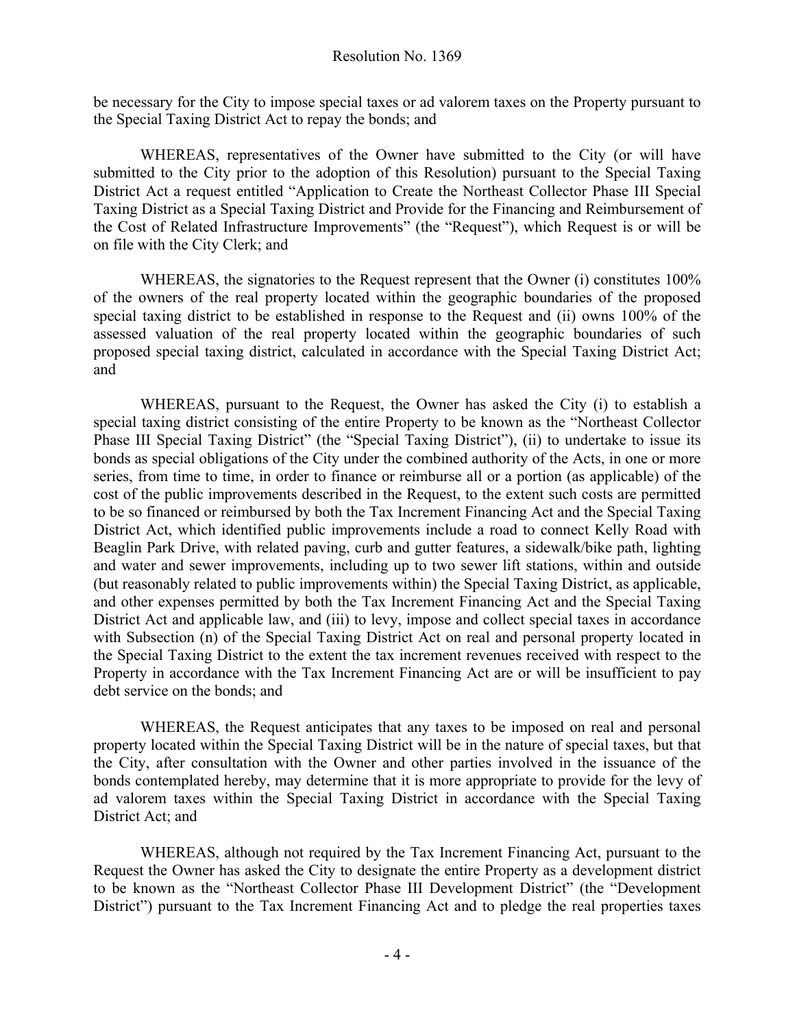be necessary for the City to impose special taxes or ad valorem taxes on the Property pursuant to the Special Taxing District Act to repay the bonds; and

WHEREAS, representatives of the Owner have submitted to the City (or will have submitted to the City prior to the adoption of this Resolution) pursuant to the Special Taxing District Act a request entitled "Application to Create the Northeast Collector Phase III Special Taxing District as a Special Taxing District and Provide for the Financing and Reimbursement of the Cost of Related Infrastructure Improvements" (the "Request"), which Request is or will be on file with the City Clerk; and

WHEREAS, the signatories to the Request represent that the Owner (i) constitutes 100% of the owners of the real property located within the geographic boundaries of the proposed special taxing district to be established in response to the Request and (ii) owns 100% of the assessed valuation of the real property located within the geographic boundaries of such proposed special taxing district, calculated in accordance with the Special Taxing District Act; and

WHEREAS, pursuant to the Request, the Owner has asked the City (i) to establish a special taxing district consisting of the entire Property to be known as the "Northeast Collector Phase III Special Taxing District" (the "Special Taxing District"), (ii) to undertake to issue its bonds as special obligations of the City under the combined authority of the Acts, in one or more series, from time to time, in order to finance or reimburse all or a portion (as applicable) of the cost of the public improvements described in the Request, to the extent such costs are permitted to be so financed or reimbursed by both the Tax Increment Financing Act and the Special Taxing District Act, which identified public improvements include a road to connect Kelly Road with Beaglin Park Drive, with related paving, curb and gutter features, a sidewalk/bike path, lighting and water and sewer improvements, including up to two sewer lift stations, within and outside (but reasonably related to public improvements within) the Special Taxing District, as applicable, and other expenses permitted by both the Tax Increment Financing Act and the Special Taxing District Act and applicable law, and (iii) to levy, impose and collect special taxes in accordance with Subsection (n) of the Special Taxing District Act on real and personal property located in the Special Taxing District to the extent the tax increment revenues received with respect to the Property in accordance with the Tax Increment Financing Act are or will be insufficient to pay debt service on the bonds; and

WHEREAS, the Request anticipates that any taxes to be imposed on real and personal property located within the Special Taxing District will be in the nature of special taxes, but that the City, after consultation with the Owner and other parties involved in the issuance of the bonds contemplated hereby, may determine that it is more appropriate to provide for the levy of ad valorem taxes within the Special Taxing District in accordance with the Special Taxing District Act; and

WHEREAS, although not required by the Tax Increment Financing Act, pursuant to the Request the Owner has asked the City to designate the entire Property as a development district to be known as the "Northeast Collector Phase III Development District" (the "Development District") pursuant to the Tax Increment Financing Act and to pledge the real properties taxes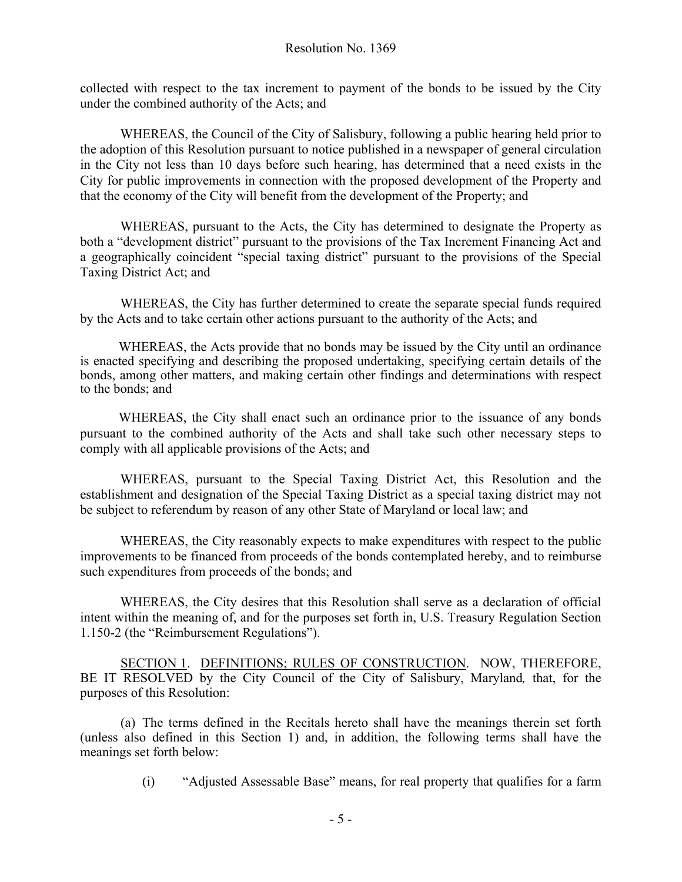collected with respect to the tax increment to payment of the bonds to be issued by the City under the combined authority of the Acts; and

WHEREAS, the Council of the City of Salisbury, following a public hearing held prior to the adoption of this Resolution pursuant to notice published in a newspaper of general circulation in the City not less than 10 days before such hearing, has determined that a need exists in the City for public improvements in connection with the proposed development of the Property and that the economy of the City will benefit from the development of the Property; and

WHEREAS, pursuant to the Acts, the City has determined to designate the Property as both a "development district" pursuant to the provisions of the Tax Increment Financing Act and a geographically coincident "special taxing district" pursuant to the provisions of the Special Taxing District Act; and

WHEREAS, the City has further determined to create the separate special funds required by the Acts and to take certain other actions pursuant to the authority of the Acts; and

WHEREAS, the Acts provide that no bonds may be issued by the City until an ordinance is enacted specifying and describing the proposed undertaking, specifying certain details of the bonds, among other matters, and making certain other findings and determinations with respect to the bonds; and

WHEREAS, the City shall enact such an ordinance prior to the issuance of any bonds pursuant to the combined authority of the Acts and shall take such other necessary steps to comply with all applicable provisions of the Acts; and

WHEREAS, pursuant to the Special Taxing District Act, this Resolution and the establishment and designation of the Special Taxing District as a special taxing district may not be subject to referendum by reason of any other State of Maryland or local law; and

WHEREAS, the City reasonably expects to make expenditures with respect to the public improvements to be financed from proceeds of the bonds contemplated hereby, and to reimburse such expenditures from proceeds of the bonds; and

WHEREAS, the City desires that this Resolution shall serve as a declaration of official intent within the meaning of, and for the purposes set forth in, U.S. Treasury Regulation Section 1.150-2 (the "Reimbursement Regulations").

SECTION 1. DEFINITIONS; RULES OF CONSTRUCTION. NOW, THEREFORE, BE IT RESOLVED by the City Council of the City of Salisbury, Maryland, that, for the purposes of this Resolution:

(a) The terms defined in the Recitals hereto shall have the meanings therein set forth (unless also defined in this Section 1) and, in addition, the following terms shall have the meanings set forth below:

(i) "Adjusted Assessable Base" means, for real property that qualifies for a farm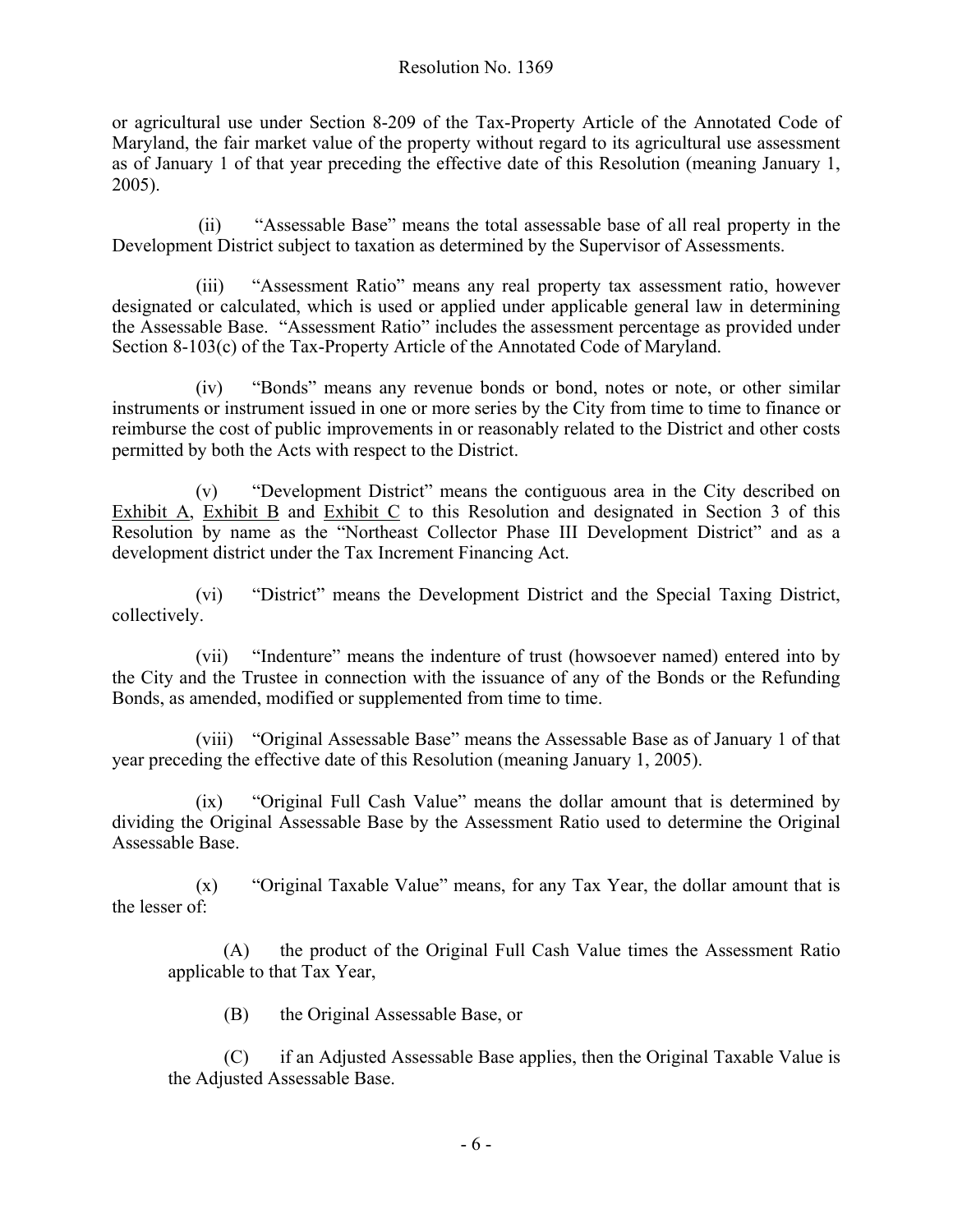or agricultural use under Section 8-209 of the Tax-Property Article of the Annotated Code of Maryland, the fair market value of the property without regard to its agricultural use assessment as of January 1 of that year preceding the effective date of this Resolution (meaning January 1, 2005).

(ii) "Assessable Base" means the total assessable base of all real property in the Development District subject to taxation as determined by the Supervisor of Assessments.

(iii) "Assessment Ratio" means any real property tax assessment ratio, however designated or calculated, which is used or applied under applicable general law in determining the Assessable Base. "Assessment Ratio" includes the assessment percentage as provided under Section 8-103(c) of the Tax-Property Article of the Annotated Code of Maryland.

(iv) "Bonds" means any revenue bonds or bond, notes or note, or other similar instruments or instrument issued in one or more series by the City from time to time to finance or reimburse the cost of public improvements in or reasonably related to the District and other costs permitted by both the Acts with respect to the District.

(v) "Development District" means the contiguous area in the City described on Exhibit A, Exhibit B and Exhibit C to this Resolution and designated in Section 3 of this Resolution by name as the "Northeast Collector Phase III Development District" and as a development district under the Tax Increment Financing Act.

(vi) "District" means the Development District and the Special Taxing District, collectively.

(vii) "Indenture" means the indenture of trust (howsoever named) entered into by the City and the Trustee in connection with the issuance of any of the Bonds or the Refunding Bonds, as amended, modified or supplemented from time to time.

(viii) "Original Assessable Base" means the Assessable Base as of January 1 of that year preceding the effective date of this Resolution (meaning January 1, 2005).

(ix) "Original Full Cash Value" means the dollar amount that is determined by dividing the Original Assessable Base by the Assessment Ratio used to determine the Original Assessable Base.

(x) "Original Taxable Value" means, for any Tax Year, the dollar amount that is the lesser of:

(A) the product of the Original Full Cash Value times the Assessment Ratio applicable to that Tax Year,

(B) the Original Assessable Base, or

(C) if an Adjusted Assessable Base applies, then the Original Taxable Value is the Adjusted Assessable Base.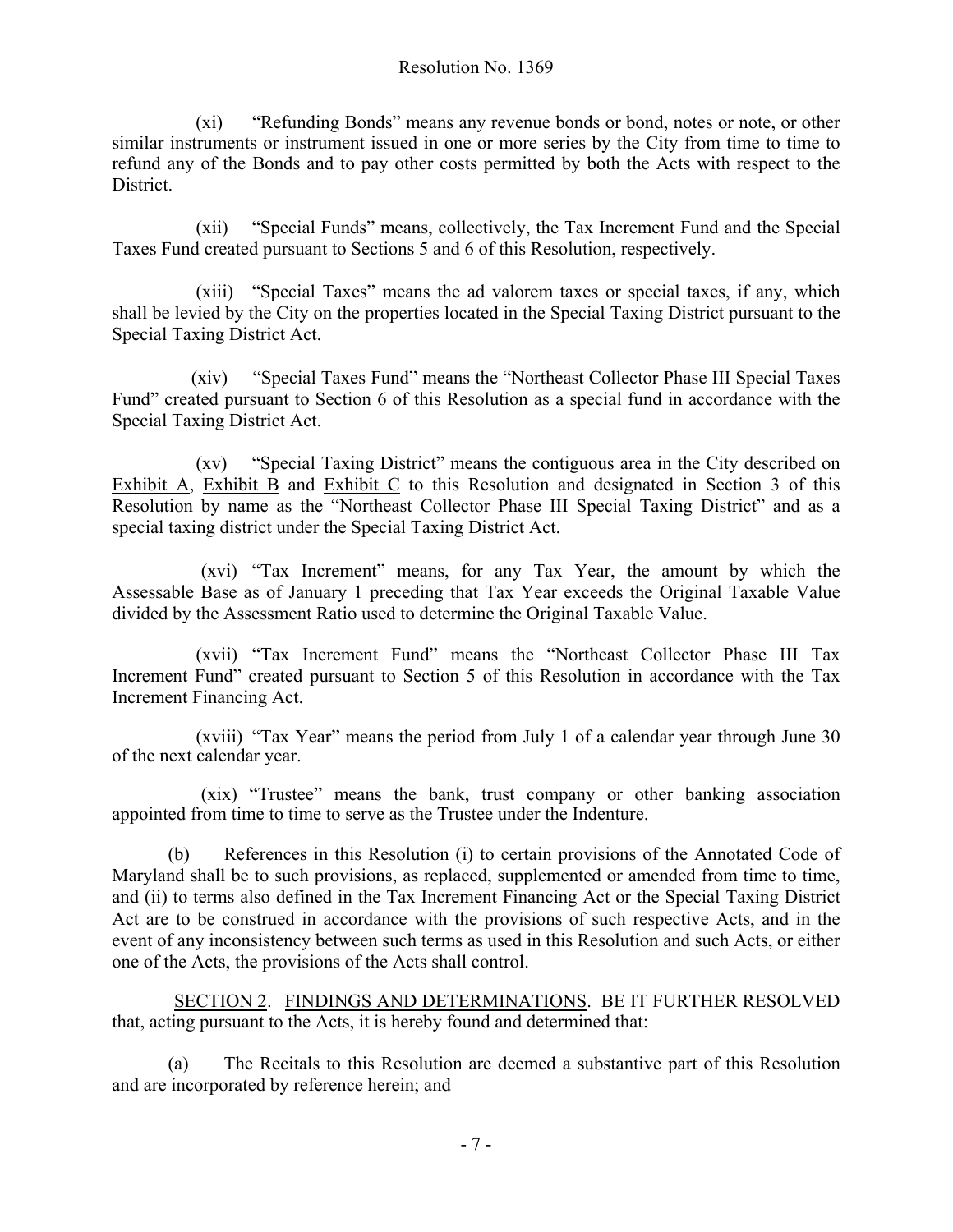(xi) "Refunding Bonds" means any revenue bonds or bond, notes or note, or other similar instruments or instrument issued in one or more series by the City from time to time to refund any of the Bonds and to pay other costs permitted by both the Acts with respect to the District.

(xii) "Special Funds" means, collectively, the Tax Increment Fund and the Special Taxes Fund created pursuant to Sections 5 and 6 of this Resolution, respectively.

(xiii) "Special Taxes" means the ad valorem taxes or special taxes, if any, which shall be levied by the City on the properties located in the Special Taxing District pursuant to the Special Taxing District Act.

(xiv) "Special Taxes Fund" means the "Northeast Collector Phase III Special Taxes Fund" created pursuant to Section 6 of this Resolution as a special fund in accordance with the Special Taxing District Act.

(xv) "Special Taxing District" means the contiguous area in the City described on Exhibit A, Exhibit B and Exhibit C to this Resolution and designated in Section 3 of this Resolution by name as the "Northeast Collector Phase III Special Taxing District" and as a special taxing district under the Special Taxing District Act.

(xvi) "Tax Increment" means, for any Tax Year, the amount by which the Assessable Base as of January 1 preceding that Tax Year exceeds the Original Taxable Value divided by the Assessment Ratio used to determine the Original Taxable Value.

(xvii) "Tax Increment Fund" means the "Northeast Collector Phase III Tax Increment Fund" created pursuant to Section 5 of this Resolution in accordance with the Tax Increment Financing Act.

(xviii) "Tax Year" means the period from July 1 of a calendar year through June 30 of the next calendar year.

(xix) "Trustee" means the bank, trust company or other banking association appointed from time to time to serve as the Trustee under the Indenture.

(b) References in this Resolution (i) to certain provisions of the Annotated Code of Maryland shall be to such provisions, as replaced, supplemented or amended from time to time, and (ii) to terms also defined in the Tax Increment Financing Act or the Special Taxing District Act are to be construed in accordance with the provisions of such respective Acts, and in the event of any inconsistency between such terms as used in this Resolution and such Acts, or either one of the Acts, the provisions of the Acts shall control.

SECTION 2. FINDINGS AND DETERMINATIONS. BE IT FURTHER RESOLVED that, acting pursuant to the Acts, it is hereby found and determined that:

(a) The Recitals to this Resolution are deemed a substantive part of this Resolution and are incorporated by reference herein; and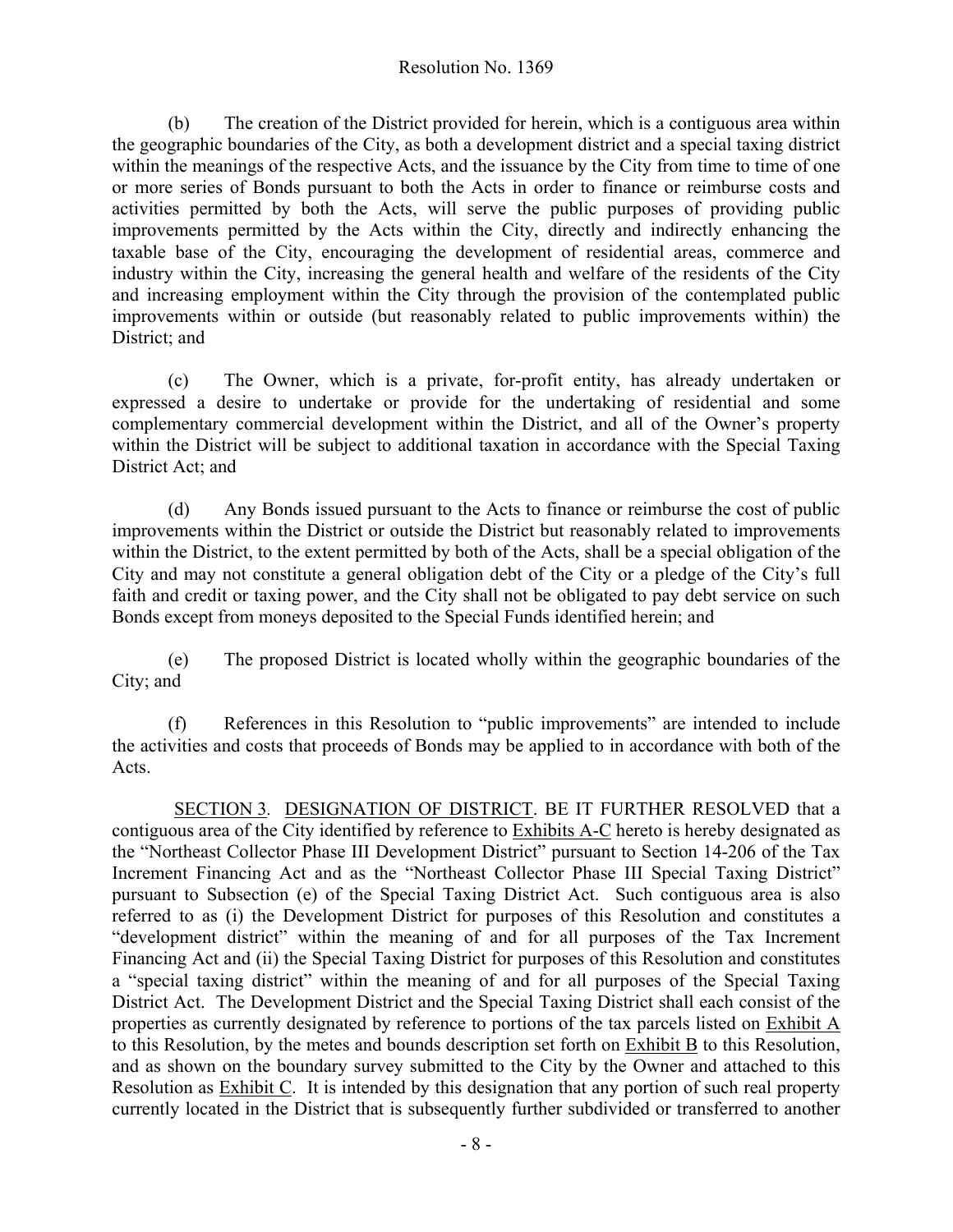(b) The creation of the District provided for herein, which is a contiguous area within the geographic boundaries of the City, as both a development district and a special taxing district within the meanings of the respective Acts, and the issuance by the City from time to time of one or more series of Bonds pursuant to both the Acts in order to finance or reimburse costs and activities permitted by both the Acts, will serve the public purposes of providing public improvements permitted by the Acts within the City, directly and indirectly enhancing the taxable base of the City, encouraging the development of residential areas, commerce and industry within the City, increasing the general health and welfare of the residents of the City and increasing employment within the City through the provision of the contemplated public improvements within or outside (but reasonably related to public improvements within) the District; and

(c) The Owner, which is a private, for-profit entity, has already undertaken or expressed a desire to undertake or provide for the undertaking of residential and some complementary commercial development within the District, and all of the Owner's property within the District will be subject to additional taxation in accordance with the Special Taxing District Act; and

(d) Any Bonds issued pursuant to the Acts to finance or reimburse the cost of public improvements within the District or outside the District but reasonably related to improvements within the District, to the extent permitted by both of the Acts, shall be a special obligation of the City and may not constitute a general obligation debt of the City or a pledge of the City's full faith and credit or taxing power, and the City shall not be obligated to pay debt service on such Bonds except from moneys deposited to the Special Funds identified herein; and

(e) The proposed District is located wholly within the geographic boundaries of the City; and

(f) References in this Resolution to "public improvements" are intended to include the activities and costs that proceeds of Bonds may be applied to in accordance with both of the Acts.

SECTION 3. DESIGNATION OF DISTRICT. BE IT FURTHER RESOLVED that a contiguous area of the City identified by reference to Exhibits A-C hereto is hereby designated as the "Northeast Collector Phase III Development District" pursuant to Section 14-206 of the Tax Increment Financing Act and as the "Northeast Collector Phase III Special Taxing District" pursuant to Subsection (e) of the Special Taxing District Act. Such contiguous area is also referred to as (i) the Development District for purposes of this Resolution and constitutes a "development district" within the meaning of and for all purposes of the Tax Increment Financing Act and (ii) the Special Taxing District for purposes of this Resolution and constitutes a "special taxing district" within the meaning of and for all purposes of the Special Taxing District Act. The Development District and the Special Taxing District shall each consist of the properties as currently designated by reference to portions of the tax parcels listed on Exhibit A to this Resolution, by the metes and bounds description set forth on Exhibit B to this Resolution, and as shown on the boundary survey submitted to the City by the Owner and attached to this Resolution as Exhibit C. It is intended by this designation that any portion of such real property currently located in the District that is subsequently further subdivided or transferred to another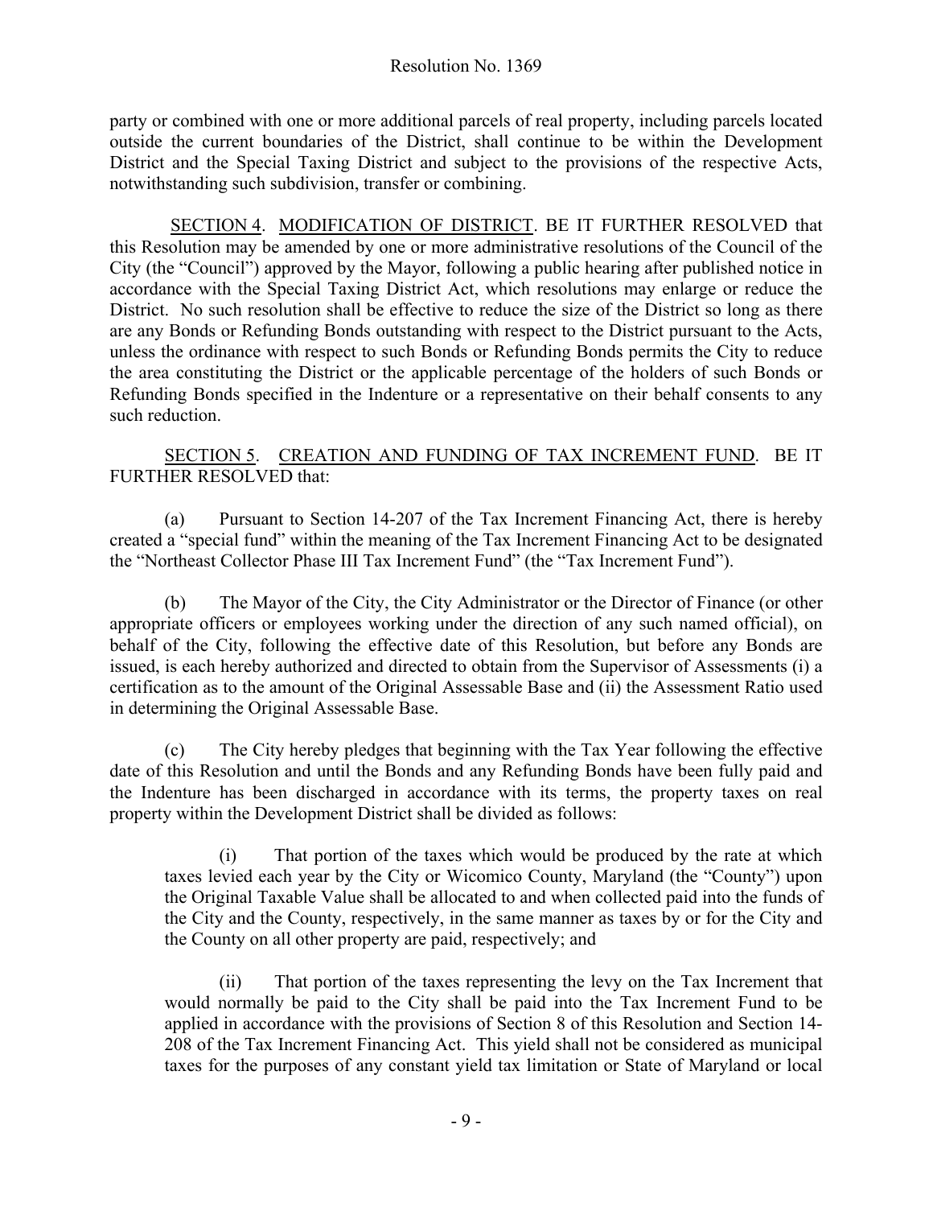party or combined with one or more additional parcels of real property, including parcels located outside the current boundaries of the District, shall continue to be within the Development District and the Special Taxing District and subject to the provisions of the respective Acts, notwithstanding such subdivision, transfer or combining.

SECTION 4. MODIFICATION OF DISTRICT. BE IT FURTHER RESOLVED that this Resolution may be amended by one or more administrative resolutions of the Council of the City (the "Council") approved by the Mayor, following a public hearing after published notice in accordance with the Special Taxing District Act, which resolutions may enlarge or reduce the District. No such resolution shall be effective to reduce the size of the District so long as there are any Bonds or Refunding Bonds outstanding with respect to the District pursuant to the Acts, unless the ordinance with respect to such Bonds or Refunding Bonds permits the City to reduce the area constituting the District or the applicable percentage of the holders of such Bonds or Refunding Bonds specified in the Indenture or a representative on their behalf consents to any such reduction.

SECTION 5. CREATION AND FUNDING OF TAX INCREMENT FUND. BE IT FURTHER RESOLVED that:

(a) Pursuant to Section 14-207 of the Tax Increment Financing Act, there is hereby created a "special fund" within the meaning of the Tax Increment Financing Act to be designated the "Northeast Collector Phase III Tax Increment Fund" (the "Tax Increment Fund").

(b) The Mayor of the City, the City Administrator or the Director of Finance (or other appropriate officers or employees working under the direction of any such named official), on behalf of the City, following the effective date of this Resolution, but before any Bonds are issued, is each hereby authorized and directed to obtain from the Supervisor of Assessments (i) a certification as to the amount of the Original Assessable Base and (ii) the Assessment Ratio used in determining the Original Assessable Base.

(c) The City hereby pledges that beginning with the Tax Year following the effective date of this Resolution and until the Bonds and any Refunding Bonds have been fully paid and the Indenture has been discharged in accordance with its terms, the property taxes on real property within the Development District shall be divided as follows:

(i) That portion of the taxes which would be produced by the rate at which taxes levied each year by the City or Wicomico County, Maryland (the "County") upon the Original Taxable Value shall be allocated to and when collected paid into the funds of the City and the County, respectively, in the same manner as taxes by or for the City and the County on all other property are paid, respectively; and

(ii) That portion of the taxes representing the levy on the Tax Increment that would normally be paid to the City shall be paid into the Tax Increment Fund to be applied in accordance with the provisions of Section 8 of this Resolution and Section 14-208 of the Tax Increment Financing Act. This yield shall not be considered as municipal taxes for the purposes of any constant yield tax limitation or State of Maryland or local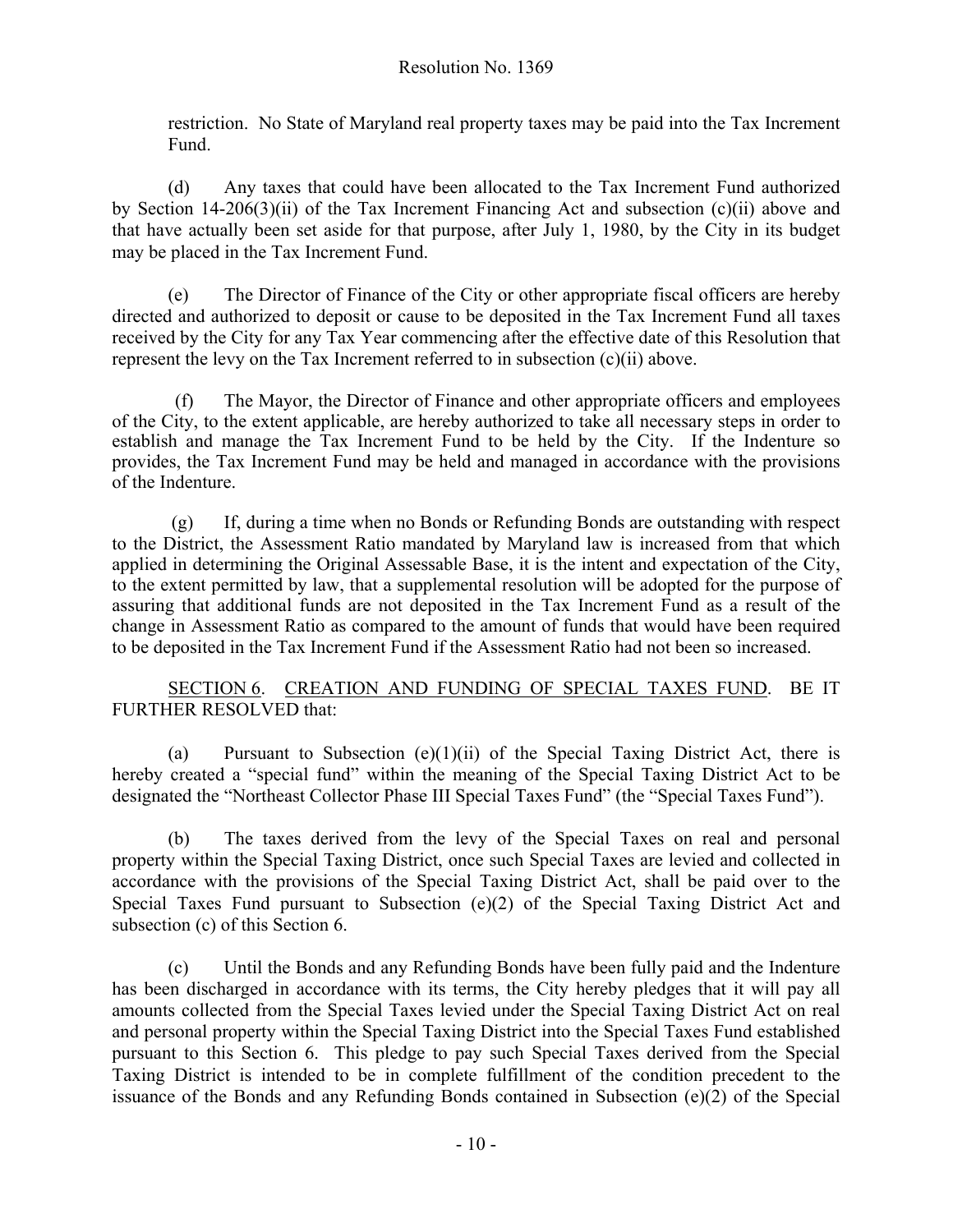restriction. No State of Maryland real property taxes may be paid into the Tax Increment Fund.

(d) Any taxes that could have been allocated to the Tax Increment Fund authorized by Section 14-206(3)(ii) of the Tax Increment Financing Act and subsection (c)(ii) above and that have actually been set aside for that purpose, after July 1, 1980, by the City in its budget may be placed in the Tax Increment Fund.

(e) The Director of Finance of the City or other appropriate fiscal officers are hereby directed and authorized to deposit or cause to be deposited in the Tax Increment Fund all taxes received by the City for any Tax Year commencing after the effective date of this Resolution that represent the levy on the Tax Increment referred to in subsection (c)(ii) above.

(f) The Mayor, the Director of Finance and other appropriate officers and employees of the City, to the extent applicable, are hereby authorized to take all necessary steps in order to establish and manage the Tax Increment Fund to be held by the City. If the Indenture so provides, the Tax Increment Fund may be held and managed in accordance with the provisions of the Indenture.

(g) If, during a time when no Bonds or Refunding Bonds are outstanding with respect to the District, the Assessment Ratio mandated by Maryland law is increased from that which applied in determining the Original Assessable Base, it is the intent and expectation of the City, to the extent permitted by law, that a supplemental resolution will be adopted for the purpose of assuring that additional funds are not deposited in the Tax Increment Fund as a result of the change in Assessment Ratio as compared to the amount of funds that would have been required to be deposited in the Tax Increment Fund if the Assessment Ratio had not been so increased.

SECTION 6. CREATION AND FUNDING OF SPECIAL TAXES FUND. BE IT FURTHER RESOLVED that:

(a) Pursuant to Subsection (e)(1)(ii) of the Special Taxing District Act, there is hereby created a "special fund" within the meaning of the Special Taxing District Act to be designated the "Northeast Collector Phase III Special Taxes Fund" (the "Special Taxes Fund").

(b) The taxes derived from the levy of the Special Taxes on real and personal property within the Special Taxing District, once such Special Taxes are levied and collected in accordance with the provisions of the Special Taxing District Act, shall be paid over to the Special Taxes Fund pursuant to Subsection (e)(2) of the Special Taxing District Act and subsection (c) of this Section 6.

(c) Until the Bonds and any Refunding Bonds have been fully paid and the Indenture has been discharged in accordance with its terms, the City hereby pledges that it will pay all amounts collected from the Special Taxes levied under the Special Taxing District Act on real and personal property within the Special Taxing District into the Special Taxes Fund established pursuant to this Section 6. This pledge to pay such Special Taxes derived from the Special Taxing District is intended to be in complete fulfillment of the condition precedent to the issuance of the Bonds and any Refunding Bonds contained in Subsection (e)(2) of the Special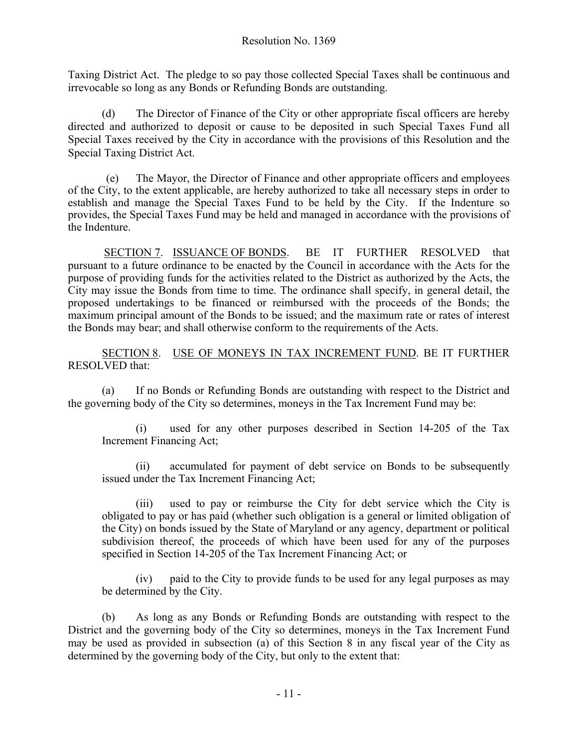Taxing District Act. The pledge to so pay those collected Special Taxes shall be continuous and irrevocable so long as any Bonds or Refunding Bonds are outstanding.

(d) The Director of Finance of the City or other appropriate fiscal officers are hereby directed and authorized to deposit or cause to be deposited in such Special Taxes Fund all Special Taxes received by the City in accordance with the provisions of this Resolution and the Special Taxing District Act.

(e) The Mayor, the Director of Finance and other appropriate officers and employees of the City, to the extent applicable, are hereby authorized to take all necessary steps in order to establish and manage the Special Taxes Fund to be held by the City. If the Indenture so provides, the Special Taxes Fund may be held and managed in accordance with the provisions of the Indenture.

SECTION 7. ISSUANCE OF BONDS. BE IT FURTHER RESOLVED that pursuant to a future ordinance to be enacted by the Council in accordance with the Acts for the purpose of providing funds for the activities related to the District as authorized by the Acts, the City may issue the Bonds from time to time. The ordinance shall specify, in general detail, the proposed undertakings to be financed or reimbursed with the proceeds of the Bonds; the maximum principal amount of the Bonds to be issued; and the maximum rate or rates of interest the Bonds may bear; and shall otherwise conform to the requirements of the Acts.

SECTION 8. USE OF MONEYS IN TAX INCREMENT FUND. BE IT FURTHER RESOLVED that:

(a) If no Bonds or Refunding Bonds are outstanding with respect to the District and the governing body of the City so determines, moneys in the Tax Increment Fund may be:

(i) used for any other purposes described in Section 14-205 of the Tax Increment Financing Act;

(ii) accumulated for payment of debt service on Bonds to be subsequently issued under the Tax Increment Financing Act;

(iii) used to pay or reimburse the City for debt service which the City is obligated to pay or has paid (whether such obligation is a general or limited obligation of the City) on bonds issued by the State of Maryland or any agency, department or political subdivision thereof, the proceeds of which have been used for any of the purposes specified in Section 14-205 of the Tax Increment Financing Act; or

(iv) paid to the City to provide funds to be used for any legal purposes as may be determined by the City.

(b) As long as any Bonds or Refunding Bonds are outstanding with respect to the District and the governing body of the City so determines, moneys in the Tax Increment Fund may be used as provided in subsection (a) of this Section 8 in any fiscal year of the City as determined by the governing body of the City, but only to the extent that: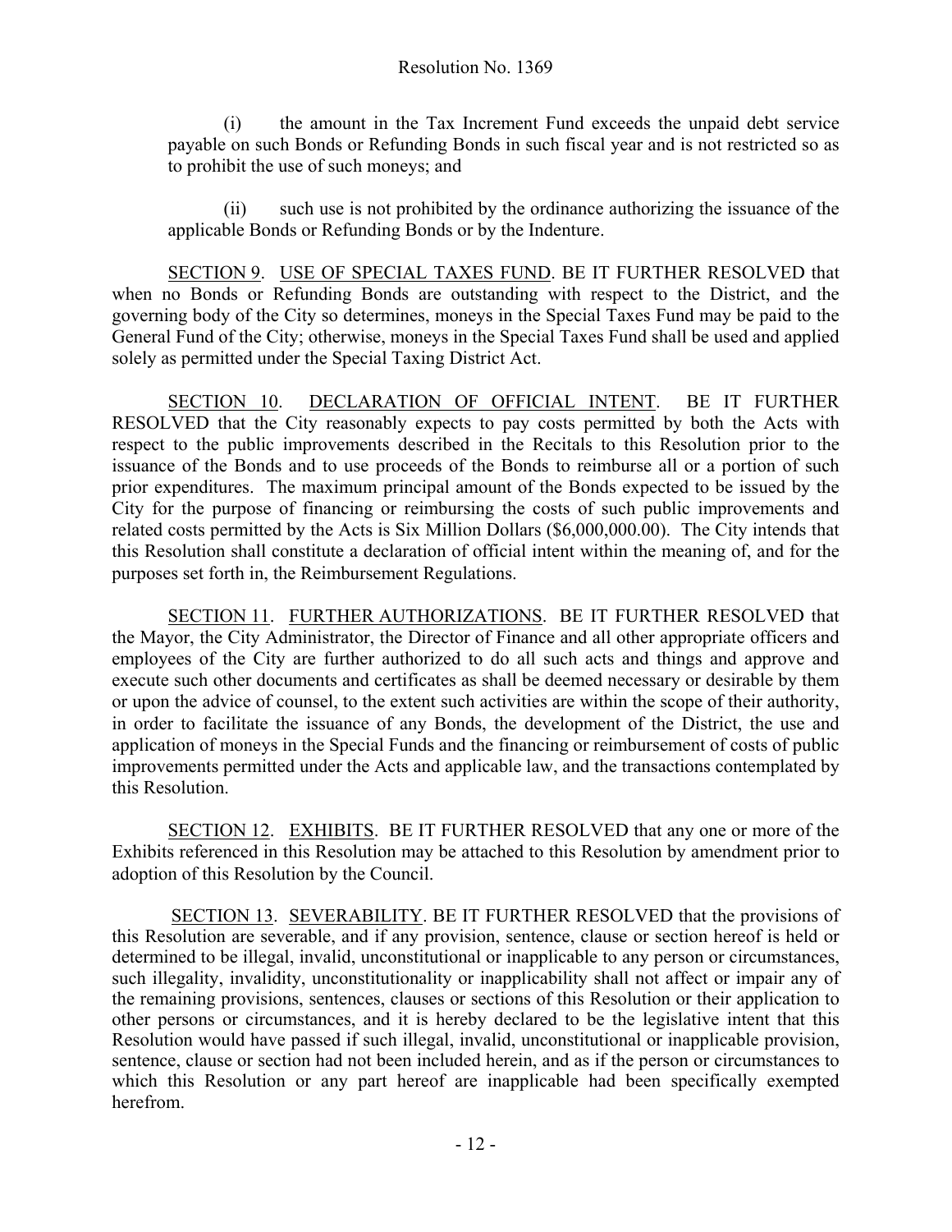(i) the amount in the Tax Increment Fund exceeds the unpaid debt service payable on such Bonds or Refunding Bonds in such fiscal year and is not restricted so as to prohibit the use of such moneys; and

(ii) such use is not prohibited by the ordinance authorizing the issuance of the applicable Bonds or Refunding Bonds or by the Indenture.

SECTION 9. USE OF SPECIAL TAXES FUND. BE IT FURTHER RESOLVED that when no Bonds or Refunding Bonds are outstanding with respect to the District, and the governing body of the City so determines, moneys in the Special Taxes Fund may be paid to the General Fund of the City; otherwise, moneys in the Special Taxes Fund shall be used and applied solely as permitted under the Special Taxing District Act.

SECTION 10. DECLARATION OF OFFICIAL INTENT. BE IT FURTHER RESOLVED that the City reasonably expects to pay costs permitted by both the Acts with respect to the public improvements described in the Recitals to this Resolution prior to the issuance of the Bonds and to use proceeds of the Bonds to reimburse all or a portion of such prior expenditures. The maximum principal amount of the Bonds expected to be issued by the City for the purpose of financing or reimbursing the costs of such public improvements and related costs permitted by the Acts is Six Million Dollars ($6,000,000.00). The City intends that this Resolution shall constitute a declaration of official intent within the meaning of, and for the purposes set forth in, the Reimbursement Regulations.

SECTION 11. FURTHER AUTHORIZATIONS. BE IT FURTHER RESOLVED that the Mayor, the City Administrator, the Director of Finance and all other appropriate officers and employees of the City are further authorized to do all such acts and things and approve and execute such other documents and certificates as shall be deemed necessary or desirable by them or upon the advice of counsel, to the extent such activities are within the scope of their authority, in order to facilitate the issuance of any Bonds, the development of the District, the use and application of moneys in the Special Funds and the financing or reimbursement of costs of public improvements permitted under the Acts and applicable law, and the transactions contemplated by this Resolution.

SECTION 12. EXHIBITS. BE IT FURTHER RESOLVED that any one or more of the Exhibits referenced in this Resolution may be attached to this Resolution by amendment prior to adoption of this Resolution by the Council.

SECTION 13. SEVERABILITY. BE IT FURTHER RESOLVED that the provisions of this Resolution are severable, and if any provision, sentence, clause or section hereof is held or determined to be illegal, invalid, unconstitutional or inapplicable to any person or circumstances, such illegality, invalidity, unconstitutionality or inapplicability shall not affect or impair any of the remaining provisions, sentences, clauses or sections of this Resolution or their application to other persons or circumstances, and it is hereby declared to be the legislative intent that this Resolution would have passed if such illegal, invalid, unconstitutional or inapplicable provision, sentence, clause or section had not been included herein, and as if the person or circumstances to which this Resolution or any part hereof are inapplicable had been specifically exempted herefrom.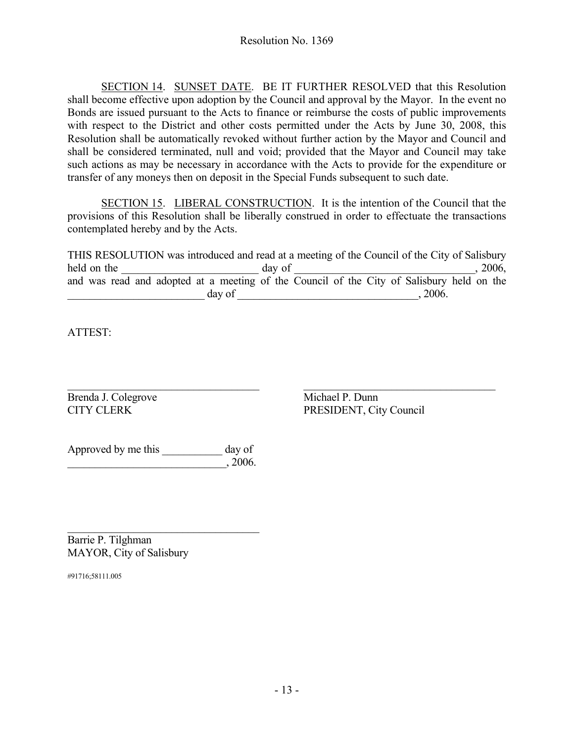SECTION 14. SUNSET DATE. BE IT FURTHER RESOLVED that this Resolution shall become effective upon adoption by the Council and approval by the Mayor. In the event no Bonds are issued pursuant to the Acts to finance or reimburse the costs of public improvements with respect to the District and other costs permitted under the Acts by June 30, 2008, this Resolution shall be automatically revoked without further action by the Mayor and Council and shall be considered terminated, null and void; provided that the Mayor and Council may take such actions as may be necessary in accordance with the Acts to provide for the expenditure or transfer of any moneys then on deposit in the Special Funds subsequent to such date.

SECTION 15. LIBERAL CONSTRUCTION. It is the intention of the Council that the provisions of this Resolution shall be liberally construed in order to effectuate the transactions contemplated hereby and by the Acts.

THIS RESOLUTION was introduced and read at a meeting of the Council of the City of Salisbury held on the ________________________ day of ________________________________, 2006, and was read and adopted at a meeting of the Council of the City of Salisbury held on the ________________________ day of ________________________________, 2006.

ATTEST:

___________________________________

Brenda J. Colegrove
CITY CLERK

___________________________________

Michael P. Dunn
PRESIDENT, City Council

Approved by me this ___________ day of
____________________________, 2006.

___________________________________

Barrie P. Tilghman
MAYOR, City of Salisbury

#91716;58111.005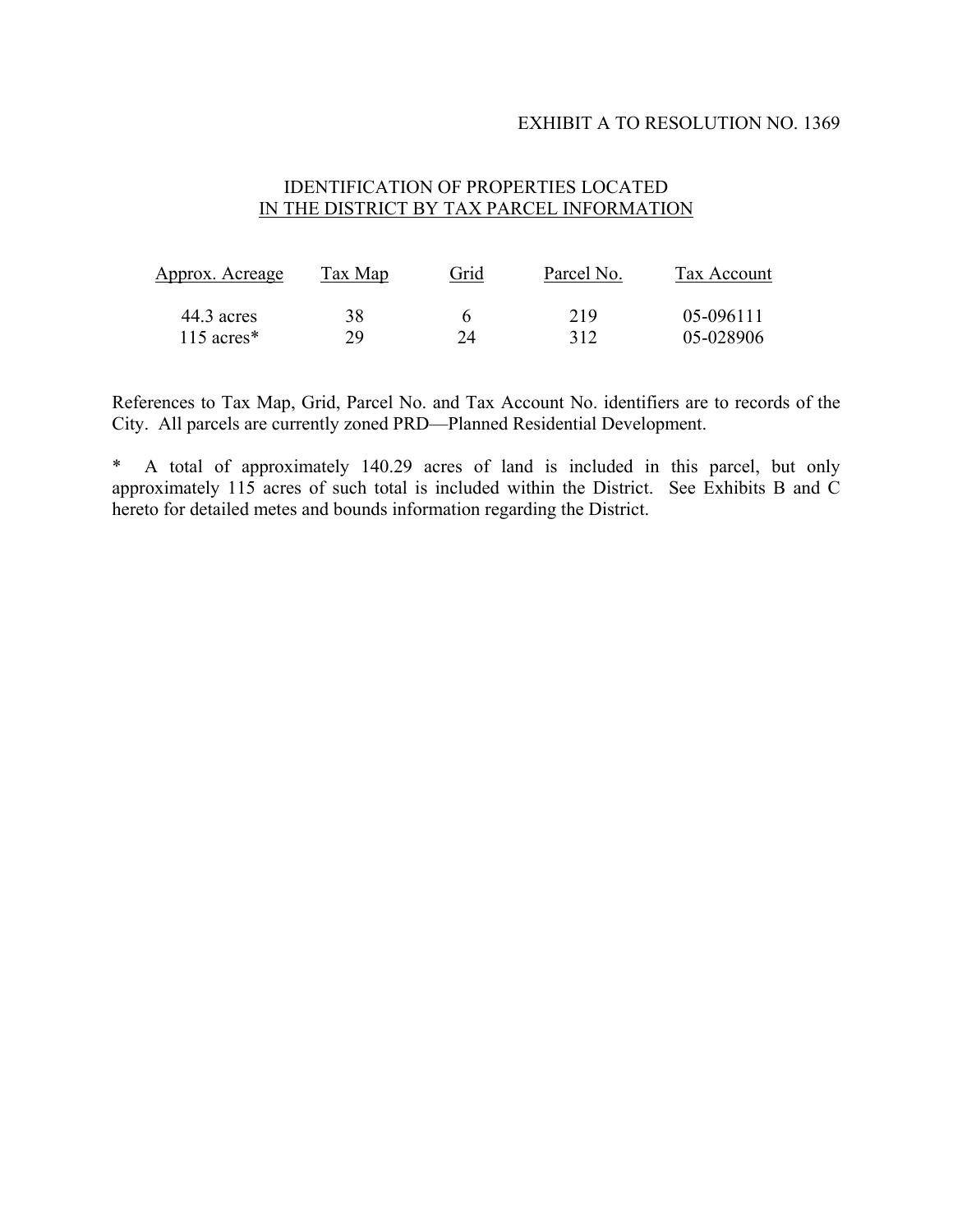EXHIBIT A TO RESOLUTION NO. 1369

## IDENTIFICATION OF PROPERTIES LOCATED IN THE DISTRICT BY TAX PARCEL INFORMATION

| Approx. Acreage | Tax Map | Grid | Parcel No. | Tax Account |
|---|---|---|---|---|
| 44.3 acres | 38 | 6 | 219 | 05-096111 |
| 115 acres* | 29 | 24 | 312 | 05-028906 |

References to Tax Map, Grid, Parcel No. and Tax Account No. identifiers are to records of the City. All parcels are currently zoned PRD—Planned Residential Development.

\* A total of approximately 140.29 acres of land is included in this parcel, but only approximately 115 acres of such total is included within the District. See Exhibits B and C hereto for detailed metes and bounds information regarding the District.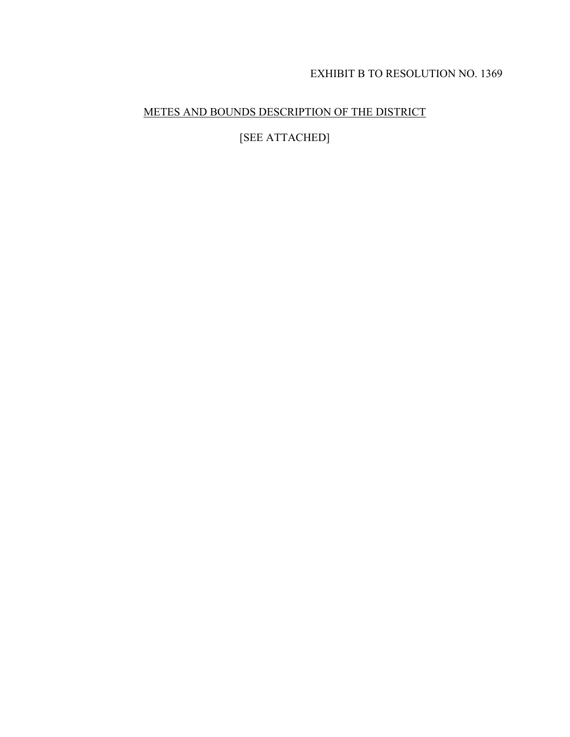EXHIBIT B TO RESOLUTION NO. 1369

<u>METES AND BOUNDS DESCRIPTION OF THE DISTRICT</u>

[SEE ATTACHED]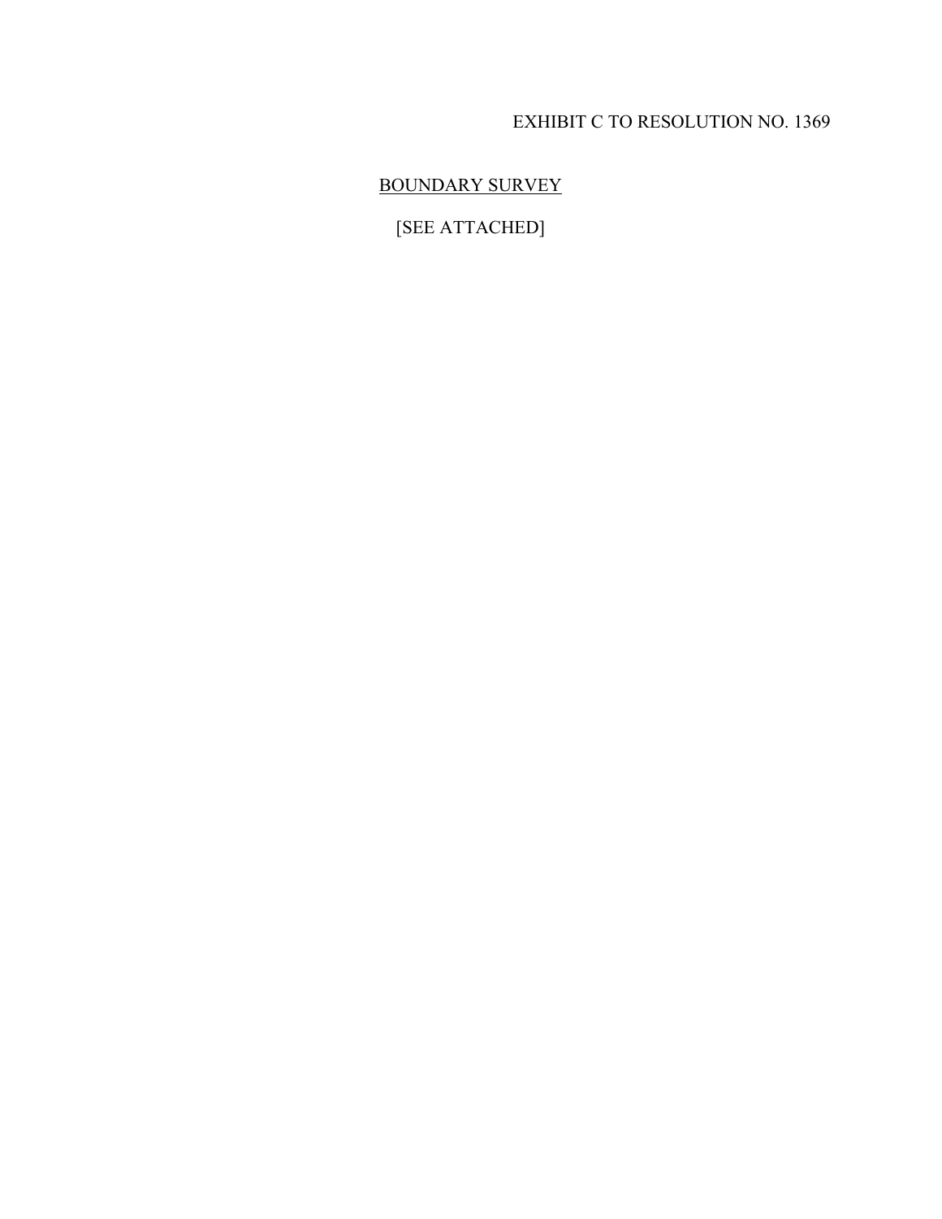EXHIBIT C TO RESOLUTION NO. 1369

BOUNDARY SURVEY

[SEE ATTACHED]